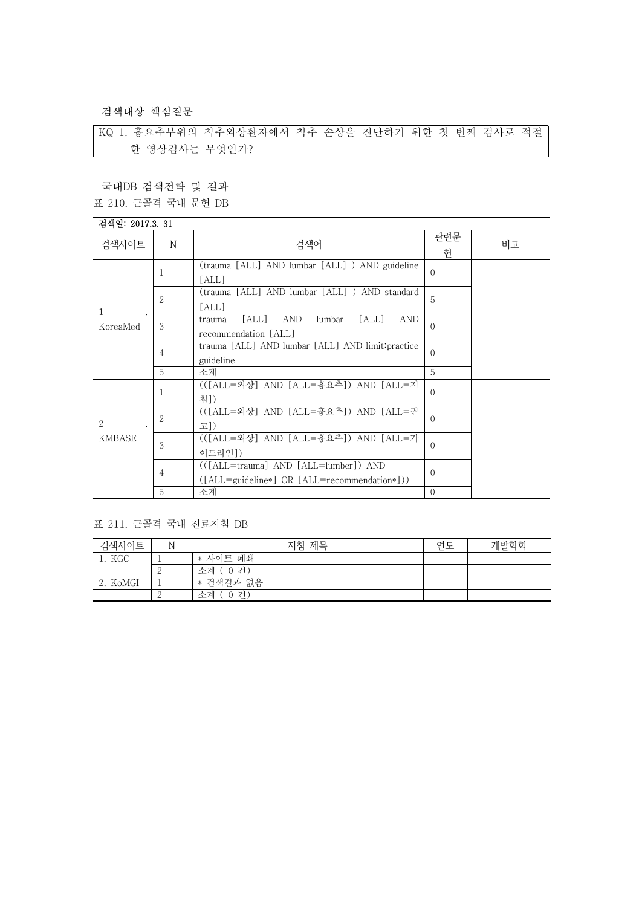검색대상 핵심질문

KQ 1. 흉요추부위의 척추외상환자에서 척추 손상을 진단하기 위한 첫 번째 검사로 적절한 영상검사는 무엇인가?

국내DB 검색전략 및 결과

표 210. 근골격 국내 문헌 DB

검색일: 2017.3. 31

| 검색사이트 | N | 검색어 | 관련문헌 | 비고 |
|---|---|---|---|---|
| 1. KoreaMed | 1 | (trauma [ALL] AND lumbar [ALL] ) AND guideline [ALL] | 0 | |
| | 2 | (trauma [ALL] AND lumbar [ALL] ) AND standard [ALL] | 5 | |
| | 3 | trauma [ALL] AND lumbar [ALL] AND recommendation [ALL] | 0 | |
| | 4 | trauma [ALL] AND lumbar [ALL] AND limit:practice guideline | 0 | |
| | 5 | 소계 | 5 | |
| 2. KMBASE | 1 | (([ALL=외상] AND [ALL=흉요추]) AND [ALL=지침]) | 0 | |
| | 2 | (([ALL=외상] AND [ALL=흉요추]) AND [ALL=권고]) | 0 | |
| | 3 | (([ALL=외상] AND [ALL=흉요추]) AND [ALL=가이드라인]) | 0 | |
| | 4 | (([ALL=trauma] AND [ALL=lumber]) AND ([ALL=guideline*] OR [ALL=recommendation*])) | 0 | |
| | 5 | 소계 | 0 | |

표 211. 근골격 국내 진료지침 DB

| 검색사이트 | N | 지침 제목 | 연도 | 개발학회 |
|---|---|---|---|---|
| 1. KGC | 1 | * 사이트 폐쇄 | | |
| | 2 | 소계 ( 0 건) | | |
| 2. KoMGI | 1 | * 검색결과 없음 | | |
| | 2 | 소계 ( 0 건) | | |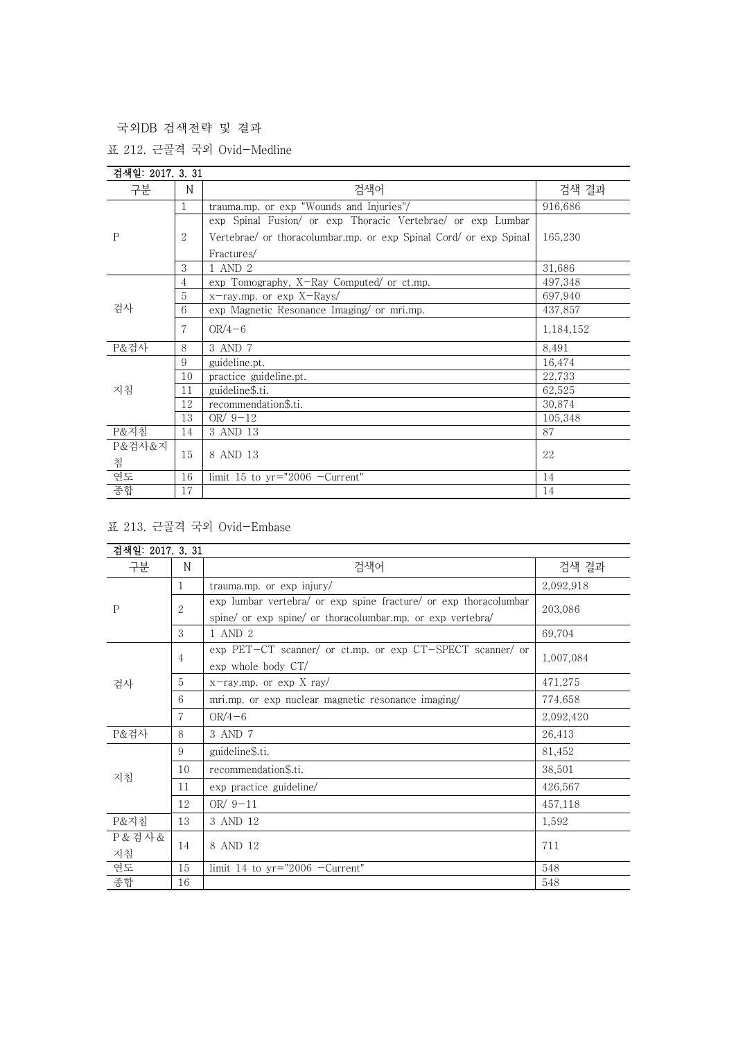국외DB 검색전략 및 결과

표 212. 근골격 국외 Ovid-Medline

| 검색일: 2017. 3. 31 | | | |
|---|---|---|---|
| 구분 | N | 검색어 | 검색 결과 |
| P | 1 | trauma.mp. or exp "Wounds and Injuries"/ | 916,686 |
| | 2 | exp Spinal Fusion/ or exp Thoracic Vertebrae/ or exp Lumbar Vertebrae/ or thoracolumbar.mp. or exp Spinal Cord/ or exp Spinal Fractures/ | 165,230 |
| | 3 | 1 AND 2 | 31,686 |
| 검사 | 4 | exp Tomography, X-Ray Computed/ or ct.mp. | 497,348 |
| | 5 | x-ray.mp. or exp X-Rays/ | 697,940 |
| | 6 | exp Magnetic Resonance Imaging/ or mri.mp. | 437,857 |
| | 7 | OR/4-6 | 1,184,152 |
| P&검사 | 8 | 3 AND 7 | 8,491 |
| 지침 | 9 | guideline.pt. | 16,474 |
| | 10 | practice guideline.pt. | 22,733 |
| | 11 | guideline$.ti. | 62,525 |
| | 12 | recommendation$.ti. | 30,874 |
| | 13 | OR/ 9-12 | 105,348 |
| P&지침 | 14 | 3 AND 13 | 87 |
| P&검사&지침 | 15 | 8 AND 13 | 22 |
| 연도 | 16 | limit 15 to yr="2006 -Current" | 14 |
| 종합 | 17 | | 14 |

표 213. 근골격 국외 Ovid-Embase

| 검색일: 2017. 3. 31 | | | |
|---|---|---|---|
| 구분 | N | 검색어 | 검색 결과 |
| P | 1 | trauma.mp. or exp injury/ | 2,092,918 |
| | 2 | exp lumbar vertebra/ or exp spine fracture/ or exp thoracolumbar spine/ or exp spine/ or thoracolumbar.mp. or exp vertebra/ | 203,086 |
| | 3 | 1 AND 2 | 69,704 |
| 검사 | 4 | exp PET-CT scanner/ or ct.mp. or exp CT-SPECT scanner/ or exp whole body CT/ | 1,007,084 |
| | 5 | x-ray.mp. or exp X ray/ | 471,275 |
| | 6 | mri.mp. or exp nuclear magnetic resonance imaging/ | 774,658 |
| | 7 | OR/4-6 | 2,092,420 |
| P&검사 | 8 | 3 AND 7 | 26,413 |
| 지침 | 9 | guideline$.ti. | 81,452 |
| | 10 | recommendation$.ti. | 38,501 |
| | 11 | exp practice guideline/ | 426,567 |
| | 12 | OR/ 9-11 | 457,118 |
| P&지침 | 13 | 3 AND 12 | 1,592 |
| P&검사&지침 | 14 | 8 AND 12 | 711 |
| 연도 | 15 | limit 14 to yr="2006 -Current" | 548 |
| 종합 | 16 | | 548 |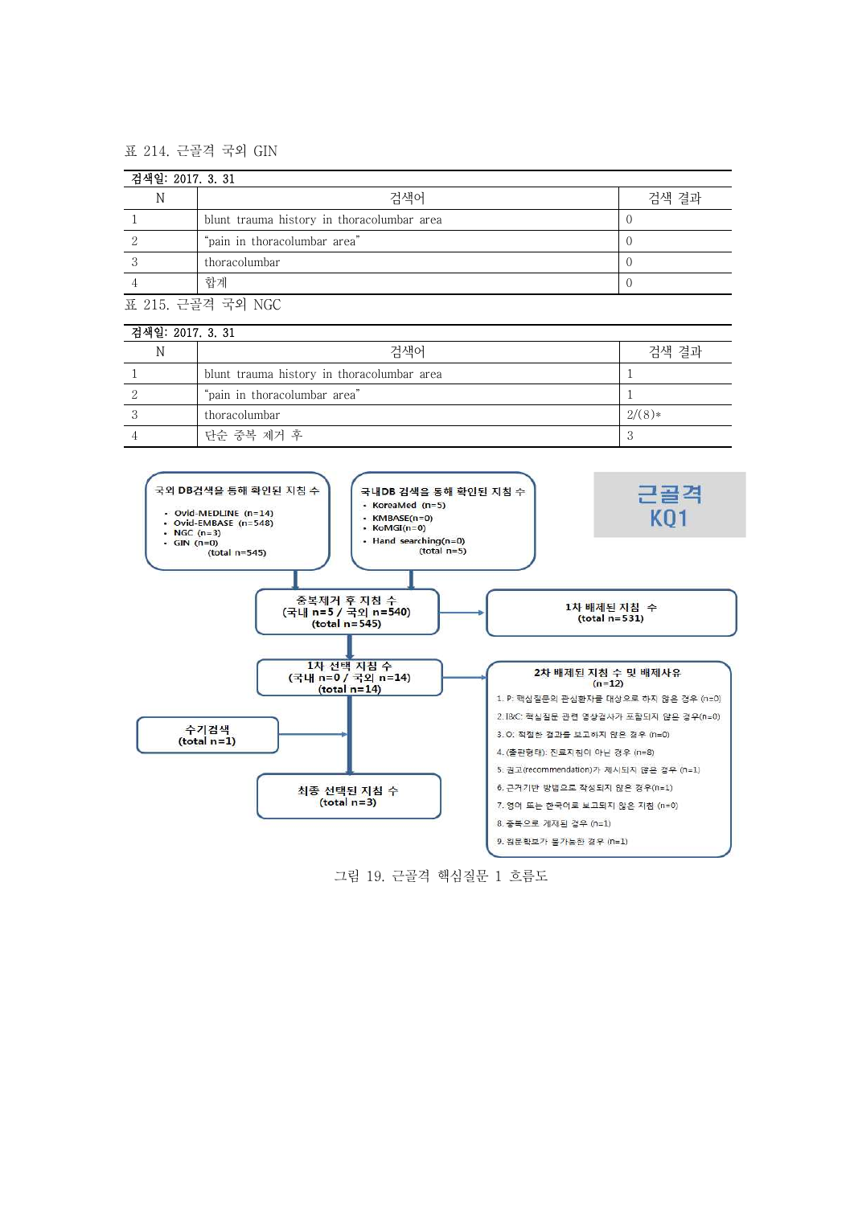표 214. 근골격 국외 GIN

| 검색일: 2017. 3. 31 | | |
|---|---|---|
| N | 검색어 | 검색 결과 |
| 1 | blunt trauma history in thoracolumbar area | 0 |
| 2 | "pain in thoracolumbar area" | 0 |
| 3 | thoracolumbar | 0 |
| 4 | 합계 | 0 |

표 215. 근골격 국외 NGC

| 검색일: 2017. 3. 31 | | |
|---|---|---|
| N | 검색어 | 검색 결과 |
| 1 | blunt trauma history in thoracolumbar area | 1 |
| 2 | "pain in thoracolumbar area" | 1 |
| 3 | thoracolumbar | 2/(8)* |
| 4 | 단순 중복 제거 후 | 3 |

근골격 KQ1

국외 DB검색을 통해 확인된 지침 수
- Ovid-MEDLINE (n=14)
- Ovid-EMBASE (n=548)
- NGC (n=3)
- GIN (n=0)

(total n=545)

국내DB 검색을 통해 확인된 지침 수
- KoreaMed (n=5)
- KMBASE(n=0)
- KoMGI(n=0)
- Hand searching(n=0)

(total n=5)

중복제거 후 지침 수
(국내 n=5 / 국외 n=540)
(total n=545)

1차 배제된 지침 수
(total n=531)

1차 선택 지침 수
(국내 n=0 / 국외 n=14)
(total n=14)

2차 배제된 지침 수 및 배제사유
(n=12)
1. P: 핵심질문의 관심환자를 대상으로 하지 않은 경우 (n=0)
2. I&C: 핵심질문 관련 영상검사가 포함되지 않은 경우(n=0)
3. O: 적절한 결과를 보고하지 않은 경우 (n=0)
4. (출판형태): 진료지침이 아닌 경우 (n=8)
5. 권고(recommendation)가 제시되지 않은 경우 (n=1)
6. 근거기반 방법으로 작성되지 않은 경우(n=1)
7. 영어 또는 한국어로 보고되지 않은 지침 (n=0)
8. 중복으로 게재된 경우 (n=1)
9. 원문확보가 불가능한 경우 (n=1)

수기검색
(total n=1)

최종 선택된 지침 수
(total n=3)

그림 19. 근골격 핵심질문 1 흐름도